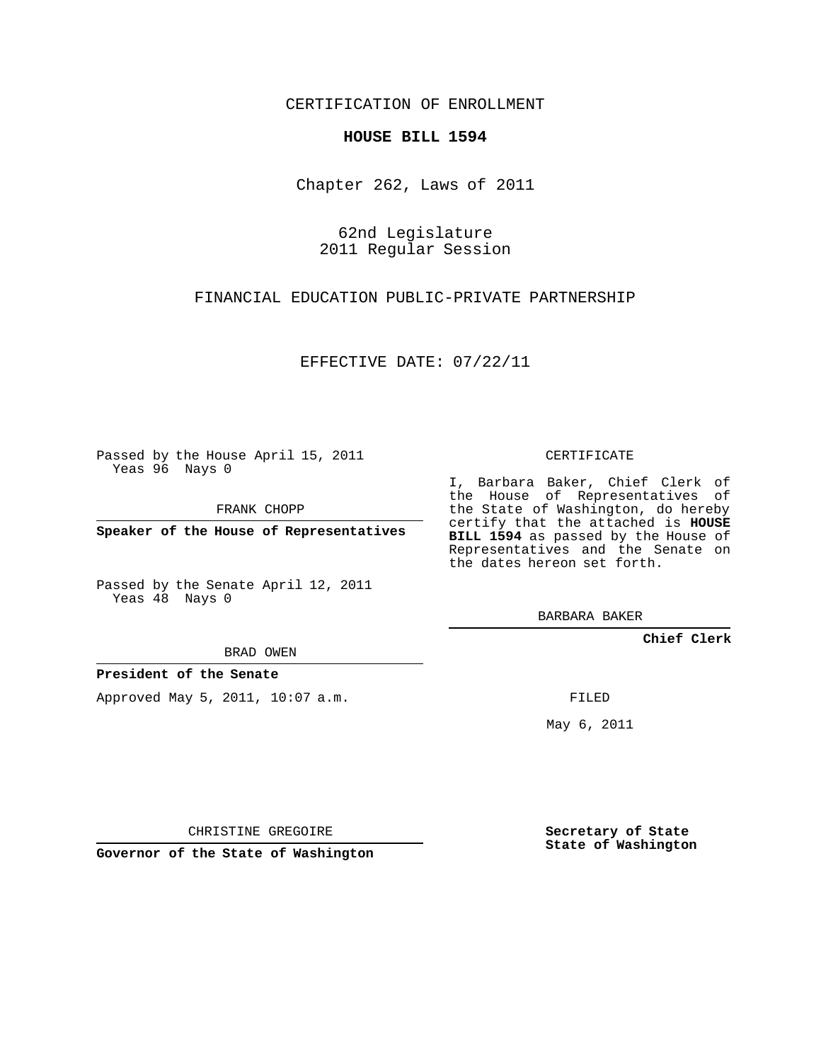CERTIFICATION OF ENROLLMENT

**HOUSE BILL 1594**

Chapter 262, Laws of 2011

62nd Legislature
2011 Regular Session

FINANCIAL EDUCATION PUBLIC-PRIVATE PARTNERSHIP

EFFECTIVE DATE: 07/22/11

Passed by the House April 15, 2011
Yeas 96 Nays 0

FRANK CHOPP

**Speaker of the House of Representatives**

Passed by the Senate April 12, 2011
Yeas 48 Nays 0

BRAD OWEN

**President of the Senate**

Approved May 5, 2011, 10:07 a.m.

CHRISTINE GREGOIRE

**Governor of the State of Washington**

CERTIFICATE

I, Barbara Baker, Chief Clerk of the House of Representatives of the State of Washington, do hereby certify that the attached is **HOUSE BILL 1594** as passed by the House of Representatives and the Senate on the dates hereon set forth.

BARBARA BAKER

**Chief Clerk**

FILED

May 6, 2011

**Secretary of State**
**State of Washington**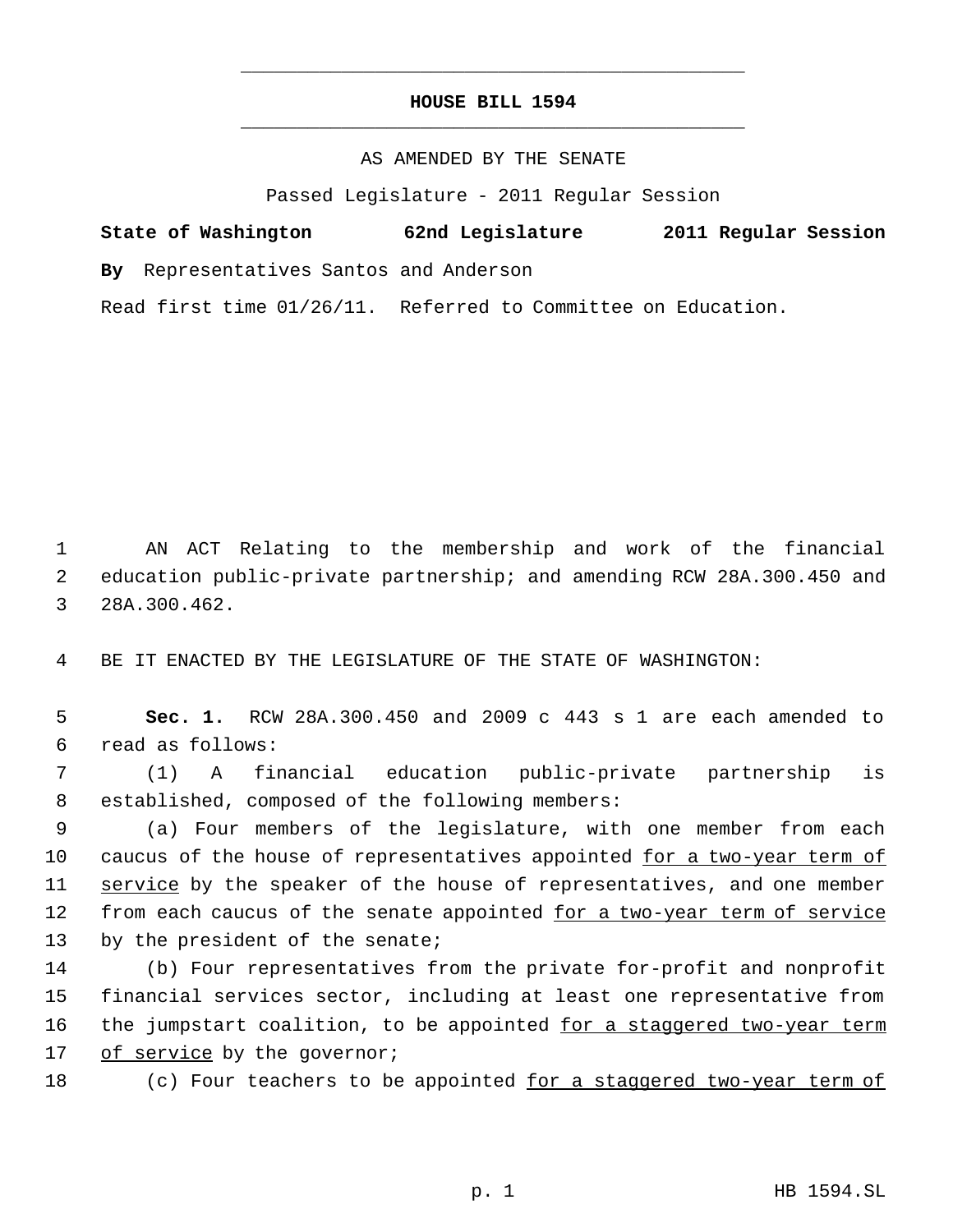# HOUSE BILL 1594

AS AMENDED BY THE SENATE

Passed Legislature - 2011 Regular Session

**State of Washington 62nd Legislature 2011 Regular Session**

**By** Representatives Santos and Anderson

Read first time 01/26/11. Referred to Committee on Education.

AN ACT Relating to the membership and work of the financial education public-private partnership; and amending RCW 28A.300.450 and 28A.300.462.

BE IT ENACTED BY THE LEGISLATURE OF THE STATE OF WASHINGTON:

**Sec. 1.** RCW 28A.300.450 and 2009 c 443 s 1 are each amended to read as follows:

(1) A financial education public-private partnership is established, composed of the following members:

(a) Four members of the legislature, with one member from each caucus of the house of representatives appointed <u>for a two-year term of service</u> by the speaker of the house of representatives, and one member from each caucus of the senate appointed <u>for a two-year term of service</u> by the president of the senate;

(b) Four representatives from the private for-profit and nonprofit financial services sector, including at least one representative from the jumpstart coalition, to be appointed <u>for a staggered two-year term of service</u> by the governor;

(c) Four teachers to be appointed <u>for a staggered two-year term of</u>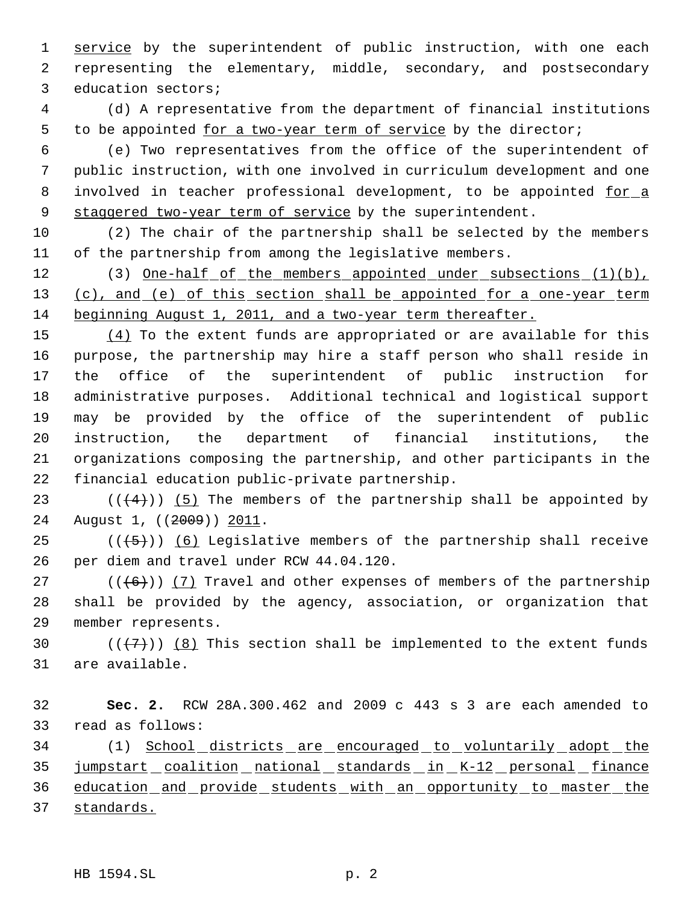service by the superintendent of public instruction, with one each representing the elementary, middle, secondary, and postsecondary education sectors;

(d) A representative from the department of financial institutions to be appointed for a two-year term of service by the director;

(e) Two representatives from the office of the superintendent of public instruction, with one involved in curriculum development and one involved in teacher professional development, to be appointed for a staggered two-year term of service by the superintendent.

(2) The chair of the partnership shall be selected by the members of the partnership from among the legislative members.

(3) One-half of the members appointed under subsections (1)(b), (c), and (e) of this section shall be appointed for a one-year term beginning August 1, 2011, and a two-year term thereafter.

(4) To the extent funds are appropriated or are available for this purpose, the partnership may hire a staff person who shall reside in the office of the superintendent of public instruction for administrative purposes. Additional technical and logistical support may be provided by the office of the superintendent of public instruction, the department of financial institutions, the organizations composing the partnership, and other participants in the financial education public-private partnership.

(((4))) (5) The members of the partnership shall be appointed by August 1, ((2009)) 2011.

(((5))) (6) Legislative members of the partnership shall receive per diem and travel under RCW 44.04.120.

(((6))) (7) Travel and other expenses of members of the partnership shall be provided by the agency, association, or organization that member represents.

(((7))) (8) This section shall be implemented to the extent funds are available.

**Sec. 2.** RCW 28A.300.462 and 2009 c 443 s 3 are each amended to read as follows:

(1) School districts are encouraged to voluntarily adopt the jumpstart coalition national standards in K-12 personal finance education and provide students with an opportunity to master the standards.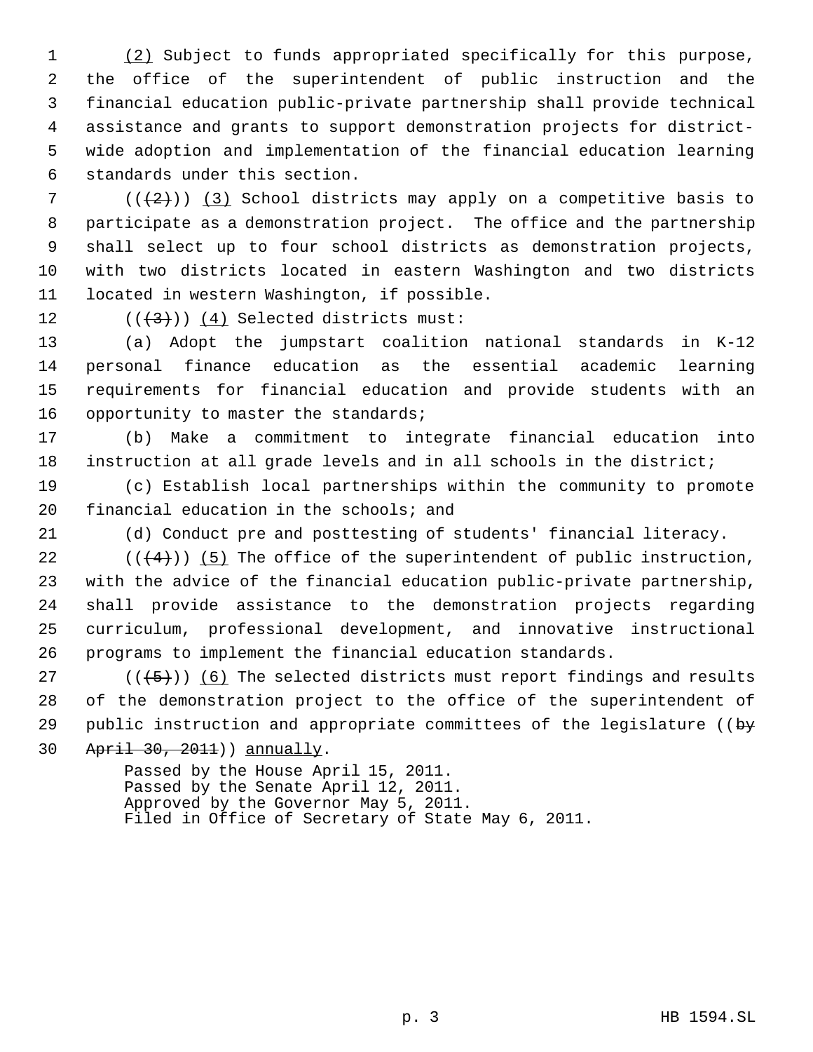(2) Subject to funds appropriated specifically for this purpose, the office of the superintendent of public instruction and the financial education public-private partnership shall provide technical assistance and grants to support demonstration projects for district-wide adoption and implementation of the financial education learning standards under this section.

((~~(2)~~)) (3) School districts may apply on a competitive basis to participate as a demonstration project. The office and the partnership shall select up to four school districts as demonstration projects, with two districts located in eastern Washington and two districts located in western Washington, if possible.

((~~(3)~~)) (4) Selected districts must:

(a) Adopt the jumpstart coalition national standards in K-12 personal finance education as the essential academic learning requirements for financial education and provide students with an opportunity to master the standards;

(b) Make a commitment to integrate financial education into instruction at all grade levels and in all schools in the district;

(c) Establish local partnerships within the community to promote financial education in the schools; and

(d) Conduct pre and posttesting of students' financial literacy.

((~~(4)~~)) (5) The office of the superintendent of public instruction, with the advice of the financial education public-private partnership, shall provide assistance to the demonstration projects regarding curriculum, professional development, and innovative instructional programs to implement the financial education standards.

((~~(5)~~)) (6) The selected districts must report findings and results of the demonstration project to the office of the superintendent of public instruction and appropriate committees of the legislature ((~~by April 30, 2011~~)) annually.

Passed by the House April 15, 2011.
Passed by the Senate April 12, 2011.
Approved by the Governor May 5, 2011.
Filed in Office of Secretary of State May 6, 2011.